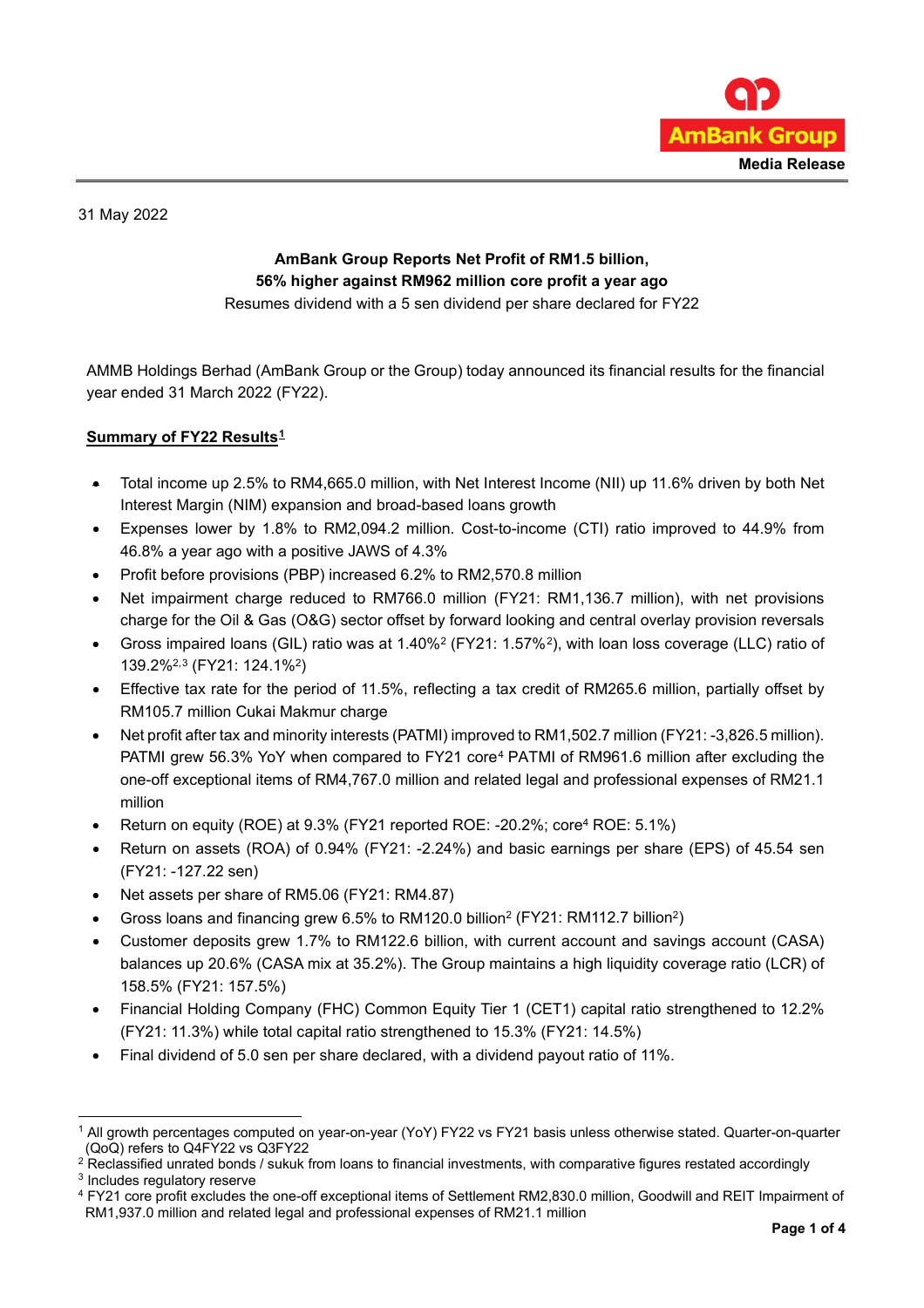**Media Release**

31 May 2022

**AmBank Group Reports Net Profit of RM1.5 billion,**
**56% higher against RM962 million core profit a year ago**

Resumes dividend with a 5 sen dividend per share declared for FY22

AMMB Holdings Berhad (AmBank Group or the Group) today announced its financial results for the financial year ended 31 March 2022 (FY22).

**Summary of FY22 Results[1]**

- Total income up 2.5% to RM4,665.0 million, with Net Interest Income (NII) up 11.6% driven by both Net Interest Margin (NIM) expansion and broad-based loans growth
- Expenses lower by 1.8% to RM2,094.2 million. Cost-to-income (CTI) ratio improved to 44.9% from 46.8% a year ago with a positive JAWS of 4.3%
- Profit before provisions (PBP) increased 6.2% to RM2,570.8 million
- Net impairment charge reduced to RM766.0 million (FY21: RM1,136.7 million), with net provisions charge for the Oil & Gas (O&G) sector offset by forward looking and central overlay provision reversals
- Gross impaired loans (GIL) ratio was at 1.40%[2] (FY21: 1.57%[2]), with loan loss coverage (LLC) ratio of 139.2%[2,3] (FY21: 124.1%[2])
- Effective tax rate for the period of 11.5%, reflecting a tax credit of RM265.6 million, partially offset by RM105.7 million Cukai Makmur charge
- Net profit after tax and minority interests (PATMI) improved to RM1,502.7 million (FY21: -3,826.5 million). PATMI grew 56.3% YoY when compared to FY21 core[4] PATMI of RM961.6 million after excluding the one-off exceptional items of RM4,767.0 million and related legal and professional expenses of RM21.1 million
- Return on equity (ROE) at 9.3% (FY21 reported ROE: -20.2%; core[4] ROE: 5.1%)
- Return on assets (ROA) of 0.94% (FY21: -2.24%) and basic earnings per share (EPS) of 45.54 sen (FY21: -127.22 sen)
- Net assets per share of RM5.06 (FY21: RM4.87)
- Gross loans and financing grew 6.5% to RM120.0 billion[2] (FY21: RM112.7 billion[2])
- Customer deposits grew 1.7% to RM122.6 billion, with current account and savings account (CASA) balances up 20.6% (CASA mix at 35.2%). The Group maintains a high liquidity coverage ratio (LCR) of 158.5% (FY21: 157.5%)
- Financial Holding Company (FHC) Common Equity Tier 1 (CET1) capital ratio strengthened to 12.2% (FY21: 11.3%) while total capital ratio strengthened to 15.3% (FY21: 14.5%)
- Final dividend of 5.0 sen per share declared, with a dividend payout ratio of 11%.

---

[1] All growth percentages computed on year-on-year (YoY) FY22 vs FY21 basis unless otherwise stated. Quarter-on-quarter (QoQ) refers to Q4FY22 vs Q3FY22

[2] Reclassified unrated bonds / sukuk from loans to financial investments, with comparative figures restated accordingly

[3] Includes regulatory reserve

[4] FY21 core profit excludes the one-off exceptional items of Settlement RM2,830.0 million, Goodwill and REIT Impairment of RM1,937.0 million and related legal and professional expenses of RM21.1 million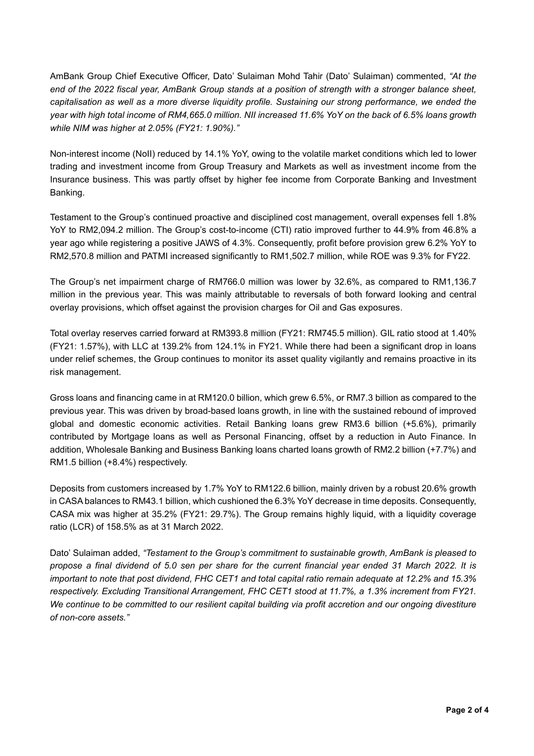AmBank Group Chief Executive Officer, Dato' Sulaiman Mohd Tahir (Dato' Sulaiman) commented, *"At the end of the 2022 fiscal year, AmBank Group stands at a position of strength with a stronger balance sheet, capitalisation as well as a more diverse liquidity profile. Sustaining our strong performance, we ended the year with high total income of RM4,665.0 million. NII increased 11.6% YoY on the back of 6.5% loans growth while NIM was higher at 2.05% (FY21: 1.90%)."*

Non-interest income (NoII) reduced by 14.1% YoY, owing to the volatile market conditions which led to lower trading and investment income from Group Treasury and Markets as well as investment income from the Insurance business. This was partly offset by higher fee income from Corporate Banking and Investment Banking.

Testament to the Group's continued proactive and disciplined cost management, overall expenses fell 1.8% YoY to RM2,094.2 million. The Group's cost-to-income (CTI) ratio improved further to 44.9% from 46.8% a year ago while registering a positive JAWS of 4.3%. Consequently, profit before provision grew 6.2% YoY to RM2,570.8 million and PATMI increased significantly to RM1,502.7 million, while ROE was 9.3% for FY22.

The Group's net impairment charge of RM766.0 million was lower by 32.6%, as compared to RM1,136.7 million in the previous year. This was mainly attributable to reversals of both forward looking and central overlay provisions, which offset against the provision charges for Oil and Gas exposures.

Total overlay reserves carried forward at RM393.8 million (FY21: RM745.5 million). GIL ratio stood at 1.40% (FY21: 1.57%), with LLC at 139.2% from 124.1% in FY21. While there had been a significant drop in loans under relief schemes, the Group continues to monitor its asset quality vigilantly and remains proactive in its risk management.

Gross loans and financing came in at RM120.0 billion, which grew 6.5%, or RM7.3 billion as compared to the previous year. This was driven by broad-based loans growth, in line with the sustained rebound of improved global and domestic economic activities. Retail Banking loans grew RM3.6 billion (+5.6%), primarily contributed by Mortgage loans as well as Personal Financing, offset by a reduction in Auto Finance. In addition, Wholesale Banking and Business Banking loans charted loans growth of RM2.2 billion (+7.7%) and RM1.5 billion (+8.4%) respectively.

Deposits from customers increased by 1.7% YoY to RM122.6 billion, mainly driven by a robust 20.6% growth in CASA balances to RM43.1 billion, which cushioned the 6.3% YoY decrease in time deposits. Consequently, CASA mix was higher at 35.2% (FY21: 29.7%). The Group remains highly liquid, with a liquidity coverage ratio (LCR) of 158.5% as at 31 March 2022.

Dato' Sulaiman added, *"Testament to the Group's commitment to sustainable growth, AmBank is pleased to propose a final dividend of 5.0 sen per share for the current financial year ended 31 March 2022. It is important to note that post dividend, FHC CET1 and total capital ratio remain adequate at 12.2% and 15.3% respectively. Excluding Transitional Arrangement, FHC CET1 stood at 11.7%, a 1.3% increment from FY21. We continue to be committed to our resilient capital building via profit accretion and our ongoing divestiture of non-core assets."*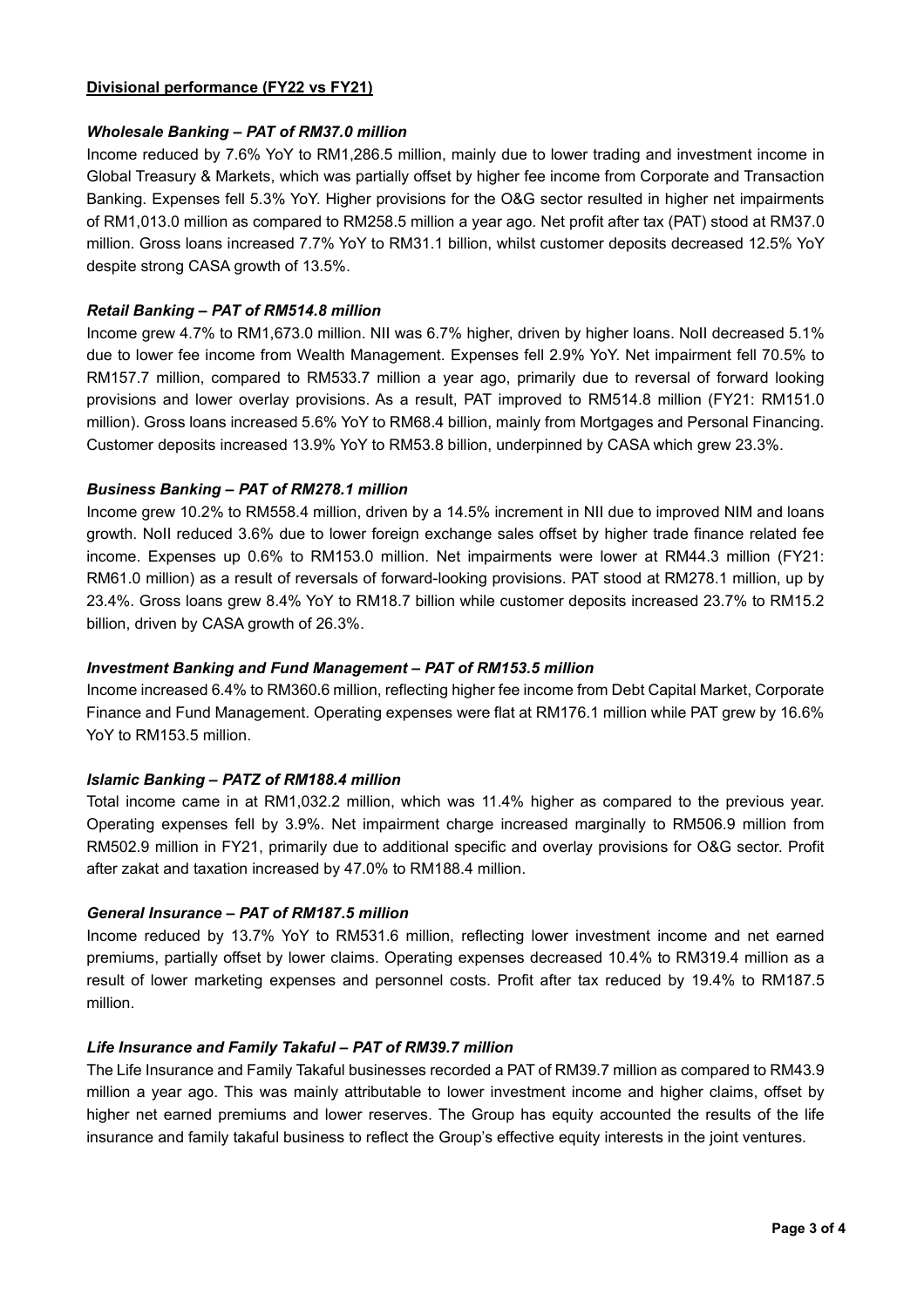## Divisional performance (FY22 vs FY21)

### *Wholesale Banking – PAT of RM37.0 million*

Income reduced by 7.6% YoY to RM1,286.5 million, mainly due to lower trading and investment income in Global Treasury & Markets, which was partially offset by higher fee income from Corporate and Transaction Banking. Expenses fell 5.3% YoY. Higher provisions for the O&G sector resulted in higher net impairments of RM1,013.0 million as compared to RM258.5 million a year ago. Net profit after tax (PAT) stood at RM37.0 million. Gross loans increased 7.7% YoY to RM31.1 billion, whilst customer deposits decreased 12.5% YoY despite strong CASA growth of 13.5%.

### *Retail Banking – PAT of RM514.8 million*

Income grew 4.7% to RM1,673.0 million. NII was 6.7% higher, driven by higher loans. NoII decreased 5.1% due to lower fee income from Wealth Management. Expenses fell 2.9% YoY. Net impairment fell 70.5% to RM157.7 million, compared to RM533.7 million a year ago, primarily due to reversal of forward looking provisions and lower overlay provisions. As a result, PAT improved to RM514.8 million (FY21: RM151.0 million). Gross loans increased 5.6% YoY to RM68.4 billion, mainly from Mortgages and Personal Financing. Customer deposits increased 13.9% YoY to RM53.8 billion, underpinned by CASA which grew 23.3%.

### *Business Banking – PAT of RM278.1 million*

Income grew 10.2% to RM558.4 million, driven by a 14.5% increment in NII due to improved NIM and loans growth. NoII reduced 3.6% due to lower foreign exchange sales offset by higher trade finance related fee income. Expenses up 0.6% to RM153.0 million. Net impairments were lower at RM44.3 million (FY21: RM61.0 million) as a result of reversals of forward-looking provisions. PAT stood at RM278.1 million, up by 23.4%. Gross loans grew 8.4% YoY to RM18.7 billion while customer deposits increased 23.7% to RM15.2 billion, driven by CASA growth of 26.3%.

### *Investment Banking and Fund Management – PAT of RM153.5 million*

Income increased 6.4% to RM360.6 million, reflecting higher fee income from Debt Capital Market, Corporate Finance and Fund Management. Operating expenses were flat at RM176.1 million while PAT grew by 16.6% YoY to RM153.5 million.

### *Islamic Banking – PATZ of RM188.4 million*

Total income came in at RM1,032.2 million, which was 11.4% higher as compared to the previous year. Operating expenses fell by 3.9%. Net impairment charge increased marginally to RM506.9 million from RM502.9 million in FY21, primarily due to additional specific and overlay provisions for O&G sector. Profit after zakat and taxation increased by 47.0% to RM188.4 million.

### *General Insurance – PAT of RM187.5 million*

Income reduced by 13.7% YoY to RM531.6 million, reflecting lower investment income and net earned premiums, partially offset by lower claims. Operating expenses decreased 10.4% to RM319.4 million as a result of lower marketing expenses and personnel costs. Profit after tax reduced by 19.4% to RM187.5 million.

### *Life Insurance and Family Takaful – PAT of RM39.7 million*

The Life Insurance and Family Takaful businesses recorded a PAT of RM39.7 million as compared to RM43.9 million a year ago. This was mainly attributable to lower investment income and higher claims, offset by higher net earned premiums and lower reserves. The Group has equity accounted the results of the life insurance and family takaful business to reflect the Group's effective equity interests in the joint ventures.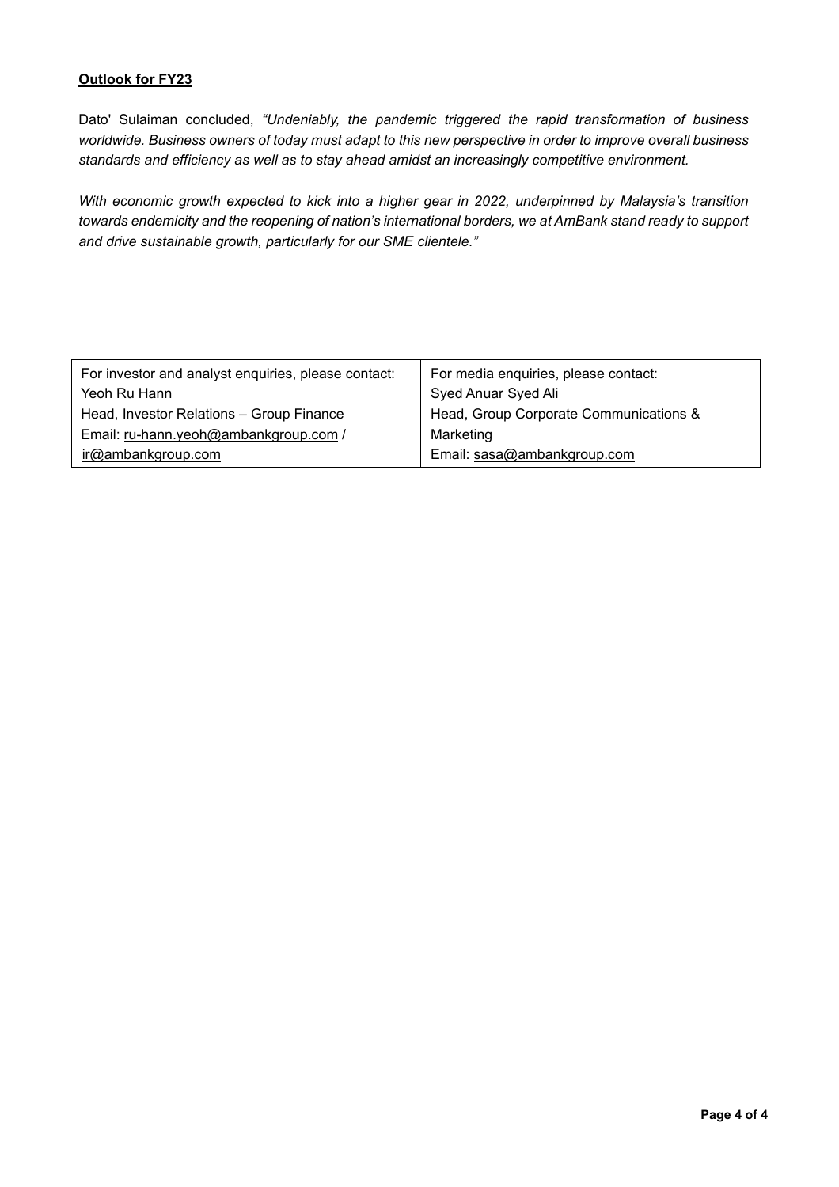**Outlook for FY23**

Dato' Sulaiman concluded, *"Undeniably, the pandemic triggered the rapid transformation of business worldwide. Business owners of today must adapt to this new perspective in order to improve overall business standards and efficiency as well as to stay ahead amidst an increasingly competitive environment.*

*With economic growth expected to kick into a higher gear in 2022, underpinned by Malaysia's transition towards endemicity and the reopening of nation's international borders, we at AmBank stand ready to support and drive sustainable growth, particularly for our SME clientele."*

| | |
|---|---|
| For investor and analyst enquiries, please contact:<br>Yeoh Ru Hann<br>Head, Investor Relations – Group Finance<br>Email: ru-hann.yeoh@ambankgroup.com / ir@ambankgroup.com | For media enquiries, please contact:<br>Syed Anuar Syed Ali<br>Head, Group Corporate Communications & Marketing<br>Email: sasa@ambankgroup.com |